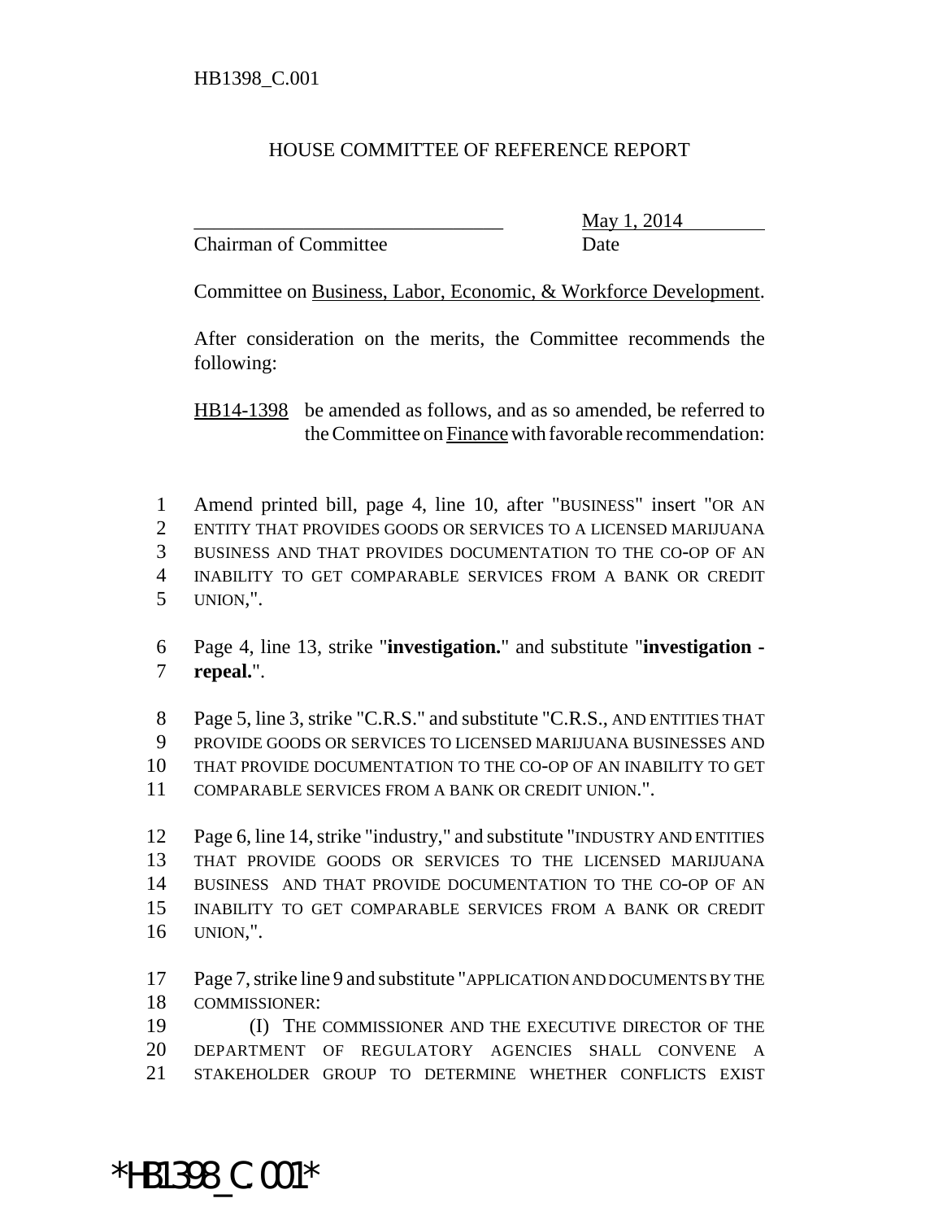HB1398_C.001

# HOUSE COMMITTEE OF REFERENCE REPORT

_______________________________ May 1, 2014
Chairman of Committee Date

Committee on Business, Labor, Economic, & Workforce Development.

After consideration on the merits, the Committee recommends the following:

HB14-1398 be amended as follows, and as so amended, be referred to the Committee on Finance with favorable recommendation:

1 Amend printed bill, page 4, line 10, after "BUSINESS" insert "OR AN
2 ENTITY THAT PROVIDES GOODS OR SERVICES TO A LICENSED MARIJUANA
3 BUSINESS AND THAT PROVIDES DOCUMENTATION TO THE CO-OP OF AN
4 INABILITY TO GET COMPARABLE SERVICES FROM A BANK OR CREDIT
5 UNION,".

6 Page 4, line 13, strike "**investigation.**" and substitute "**investigation -**
7 **repeal.**".

8 Page 5, line 3, strike "C.R.S." and substitute "C.R.S., AND ENTITIES THAT
9 PROVIDE GOODS OR SERVICES TO LICENSED MARIJUANA BUSINESSES AND
10 THAT PROVIDE DOCUMENTATION TO THE CO-OP OF AN INABILITY TO GET
11 COMPARABLE SERVICES FROM A BANK OR CREDIT UNION.".

12 Page 6, line 14, strike "industry," and substitute "INDUSTRY AND ENTITIES
13 THAT PROVIDE GOODS OR SERVICES TO THE LICENSED MARIJUANA
14 BUSINESS AND THAT PROVIDE DOCUMENTATION TO THE CO-OP OF AN
15 INABILITY TO GET COMPARABLE SERVICES FROM A BANK OR CREDIT
16 UNION,".

17 Page 7, strike line 9 and substitute "APPLICATION AND DOCUMENTS BY THE
18 COMMISSIONER:
19 (I) THE COMMISSIONER AND THE EXECUTIVE DIRECTOR OF THE
20 DEPARTMENT OF REGULATORY AGENCIES SHALL CONVENE A
21 STAKEHOLDER GROUP TO DETERMINE WHETHER CONFLICTS EXIST

*HB1398_C.001*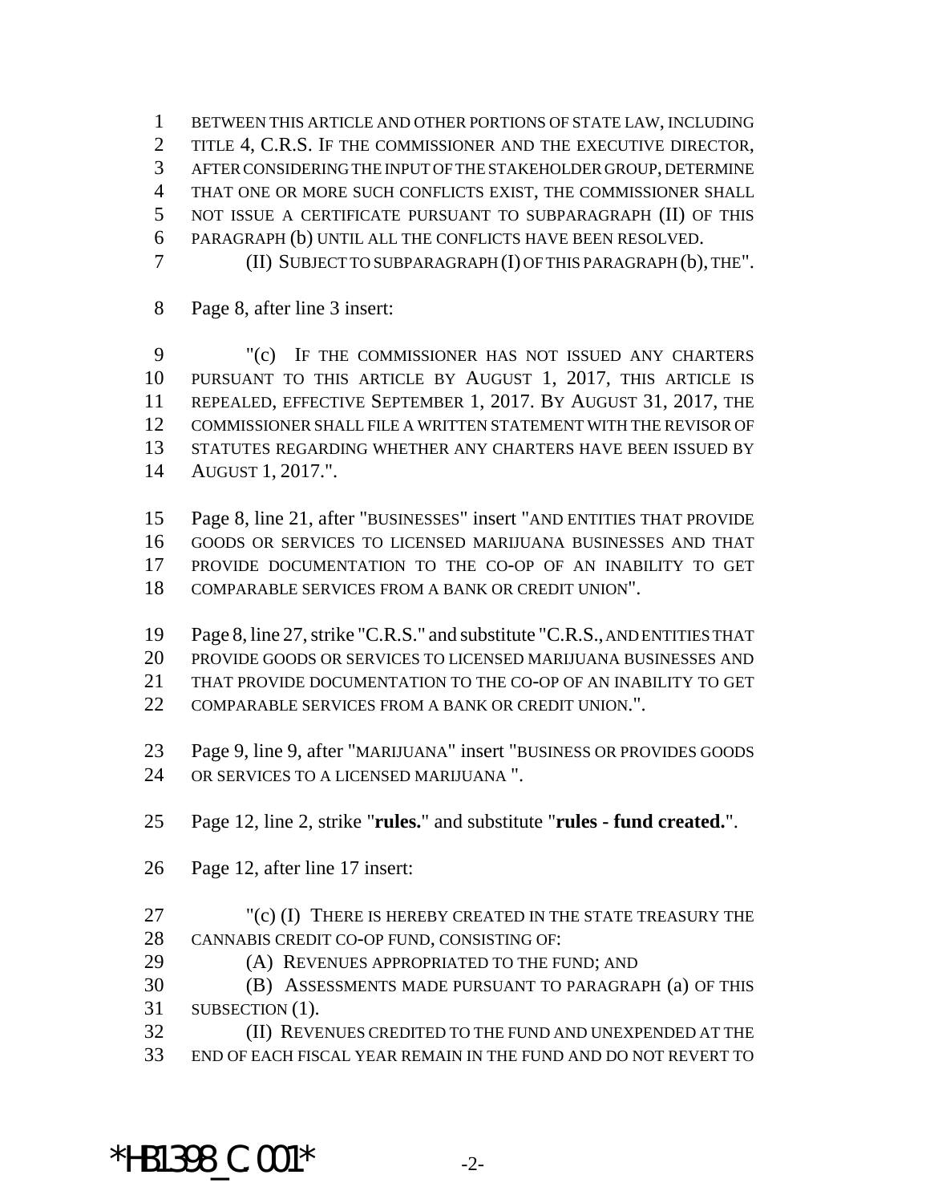BETWEEN THIS ARTICLE AND OTHER PORTIONS OF STATE LAW, INCLUDING TITLE 4, C.R.S. IF THE COMMISSIONER AND THE EXECUTIVE DIRECTOR, AFTER CONSIDERING THE INPUT OF THE STAKEHOLDER GROUP, DETERMINE THAT ONE OR MORE SUCH CONFLICTS EXIST, THE COMMISSIONER SHALL NOT ISSUE A CERTIFICATE PURSUANT TO SUBPARAGRAPH (II) OF THIS PARAGRAPH (b) UNTIL ALL THE CONFLICTS HAVE BEEN RESOLVED.

(II) SUBJECT TO SUBPARAGRAPH (I) OF THIS PARAGRAPH (b), THE".

Page 8, after line 3 insert:

"(c) IF THE COMMISSIONER HAS NOT ISSUED ANY CHARTERS PURSUANT TO THIS ARTICLE BY AUGUST 1, 2017, THIS ARTICLE IS REPEALED, EFFECTIVE SEPTEMBER 1, 2017. BY AUGUST 31, 2017, THE COMMISSIONER SHALL FILE A WRITTEN STATEMENT WITH THE REVISOR OF STATUTES REGARDING WHETHER ANY CHARTERS HAVE BEEN ISSUED BY AUGUST 1, 2017.".

Page 8, line 21, after "BUSINESSES" insert "AND ENTITIES THAT PROVIDE GOODS OR SERVICES TO LICENSED MARIJUANA BUSINESSES AND THAT PROVIDE DOCUMENTATION TO THE CO-OP OF AN INABILITY TO GET COMPARABLE SERVICES FROM A BANK OR CREDIT UNION".

Page 8, line 27, strike "C.R.S." and substitute "C.R.S., AND ENTITIES THAT PROVIDE GOODS OR SERVICES TO LICENSED MARIJUANA BUSINESSES AND THAT PROVIDE DOCUMENTATION TO THE CO-OP OF AN INABILITY TO GET COMPARABLE SERVICES FROM A BANK OR CREDIT UNION.".

Page 9, line 9, after "MARIJUANA" insert "BUSINESS OR PROVIDES GOODS OR SERVICES TO A LICENSED MARIJUANA ".

Page 12, line 2, strike "**rules.**" and substitute "**rules - fund created.**".

Page 12, after line 17 insert:

"(c) (I) THERE IS HEREBY CREATED IN THE STATE TREASURY THE CANNABIS CREDIT CO-OP FUND, CONSISTING OF:

(A) REVENUES APPROPRIATED TO THE FUND; AND

(B) ASSESSMENTS MADE PURSUANT TO PARAGRAPH (a) OF THIS SUBSECTION (1).

(II) REVENUES CREDITED TO THE FUND AND UNEXPENDED AT THE END OF EACH FISCAL YEAR REMAIN IN THE FUND AND DO NOT REVERT TO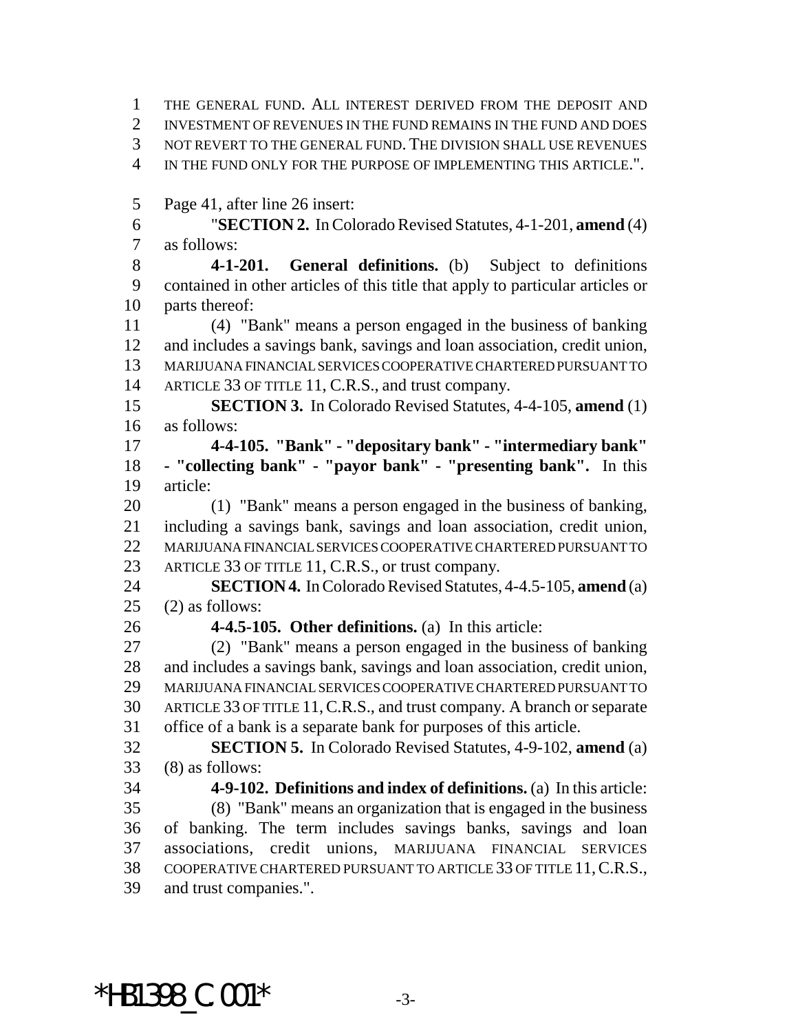THE GENERAL FUND. ALL INTEREST DERIVED FROM THE DEPOSIT AND INVESTMENT OF REVENUES IN THE FUND REMAINS IN THE FUND AND DOES NOT REVERT TO THE GENERAL FUND. THE DIVISION SHALL USE REVENUES IN THE FUND ONLY FOR THE PURPOSE OF IMPLEMENTING THIS ARTICLE.".

Page 41, after line 26 insert:

"**SECTION 2.** In Colorado Revised Statutes, 4-1-201, **amend** (4) as follows:

**4-1-201. General definitions.** (b) Subject to definitions contained in other articles of this title that apply to particular articles or parts thereof:

(4) "Bank" means a person engaged in the business of banking and includes a savings bank, savings and loan association, credit union, MARIJUANA FINANCIAL SERVICES COOPERATIVE CHARTERED PURSUANT TO ARTICLE 33 OF TITLE 11, C.R.S., and trust company.

**SECTION 3.** In Colorado Revised Statutes, 4-4-105, **amend** (1) as follows:

**4-4-105. "Bank" - "depositary bank" - "intermediary bank" - "collecting bank" - "payor bank" - "presenting bank".** In this article:

(1) "Bank" means a person engaged in the business of banking, including a savings bank, savings and loan association, credit union, MARIJUANA FINANCIAL SERVICES COOPERATIVE CHARTERED PURSUANT TO ARTICLE 33 OF TITLE 11, C.R.S., or trust company.

**SECTION 4.** In Colorado Revised Statutes, 4-4.5-105, **amend** (a) (2) as follows:

**4-4.5-105. Other definitions.** (a) In this article:

(2) "Bank" means a person engaged in the business of banking and includes a savings bank, savings and loan association, credit union, MARIJUANA FINANCIAL SERVICES COOPERATIVE CHARTERED PURSUANT TO ARTICLE 33 OF TITLE 11, C.R.S., and trust company. A branch or separate office of a bank is a separate bank for purposes of this article.

**SECTION 5.** In Colorado Revised Statutes, 4-9-102, **amend** (a) (8) as follows:

**4-9-102. Definitions and index of definitions.** (a) In this article:

(8) "Bank" means an organization that is engaged in the business of banking. The term includes savings banks, savings and loan associations, credit unions, MARIJUANA FINANCIAL SERVICES COOPERATIVE CHARTERED PURSUANT TO ARTICLE 33 OF TITLE 11, C.R.S., and trust companies.".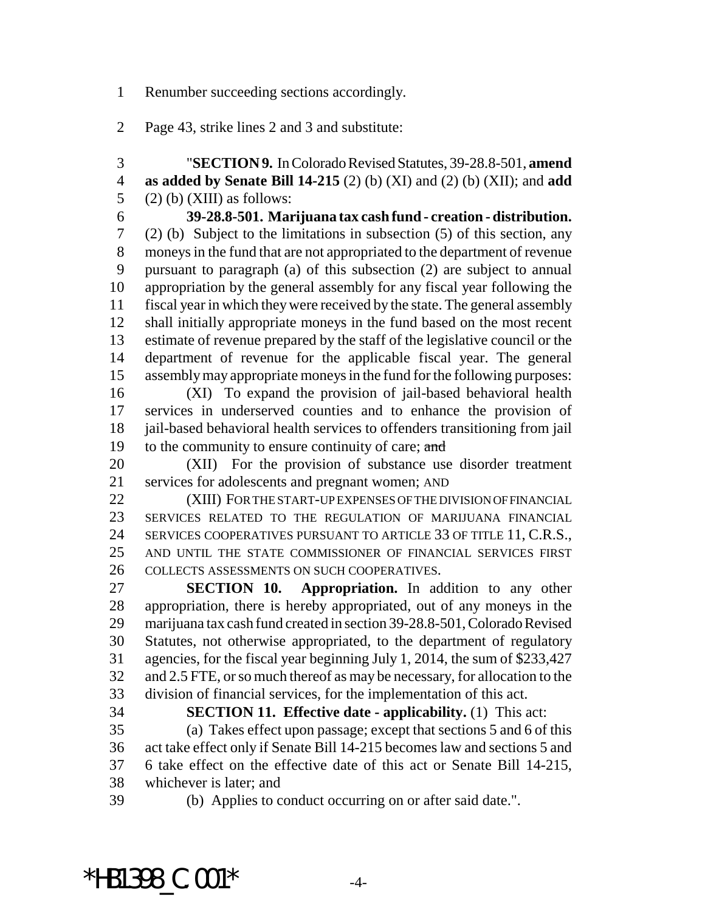Renumber succeeding sections accordingly.

Page 43, strike lines 2 and 3 and substitute:

"**SECTION 9.** In Colorado Revised Statutes, 39-28.8-501, **amend as added by Senate Bill 14-215** (2) (b) (XI) and (2) (b) (XII); and **add** (2) (b) (XIII) as follows:

**39-28.8-501. Marijuana tax cash fund - creation - distribution.** (2) (b) Subject to the limitations in subsection (5) of this section, any moneys in the fund that are not appropriated to the department of revenue pursuant to paragraph (a) of this subsection (2) are subject to annual appropriation by the general assembly for any fiscal year following the fiscal year in which they were received by the state. The general assembly shall initially appropriate moneys in the fund based on the most recent estimate of revenue prepared by the staff of the legislative council or the department of revenue for the applicable fiscal year. The general assembly may appropriate moneys in the fund for the following purposes:

(XI) To expand the provision of jail-based behavioral health services in underserved counties and to enhance the provision of jail-based behavioral health services to offenders transitioning from jail to the community to ensure continuity of care; ~~and~~

(XII) For the provision of substance use disorder treatment services for adolescents and pregnant women; AND

(XIII) FOR THE START-UP EXPENSES OF THE DIVISION OF FINANCIAL SERVICES RELATED TO THE REGULATION OF MARIJUANA FINANCIAL SERVICES COOPERATIVES PURSUANT TO ARTICLE 33 OF TITLE 11, C.R.S., AND UNTIL THE STATE COMMISSIONER OF FINANCIAL SERVICES FIRST COLLECTS ASSESSMENTS ON SUCH COOPERATIVES.

**SECTION 10. Appropriation.** In addition to any other appropriation, there is hereby appropriated, out of any moneys in the marijuana tax cash fund created in section 39-28.8-501, Colorado Revised Statutes, not otherwise appropriated, to the department of regulatory agencies, for the fiscal year beginning July 1, 2014, the sum of $233,427 and 2.5 FTE, or so much thereof as may be necessary, for allocation to the division of financial services, for the implementation of this act.

**SECTION 11. Effective date - applicability.** (1) This act:

(a) Takes effect upon passage; except that sections 5 and 6 of this act take effect only if Senate Bill 14-215 becomes law and sections 5 and 6 take effect on the effective date of this act or Senate Bill 14-215, whichever is later; and

(b) Applies to conduct occurring on or after said date.".

*HB1398_C.001*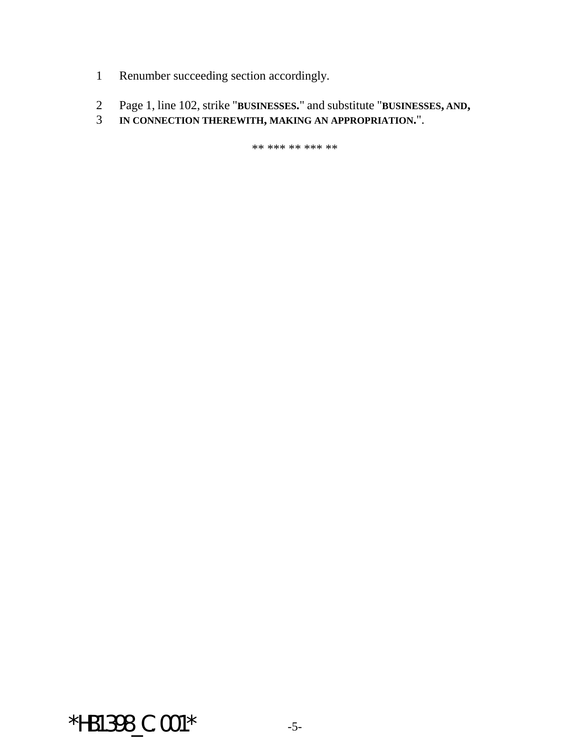1 Renumber succeeding section accordingly.

2 Page 1, line 102, strike "**BUSINESSES.**" and substitute "**BUSINESSES, AND,**
3 **IN CONNECTION THEREWITH, MAKING AN APPROPRIATION.**".

** *** ** *** **